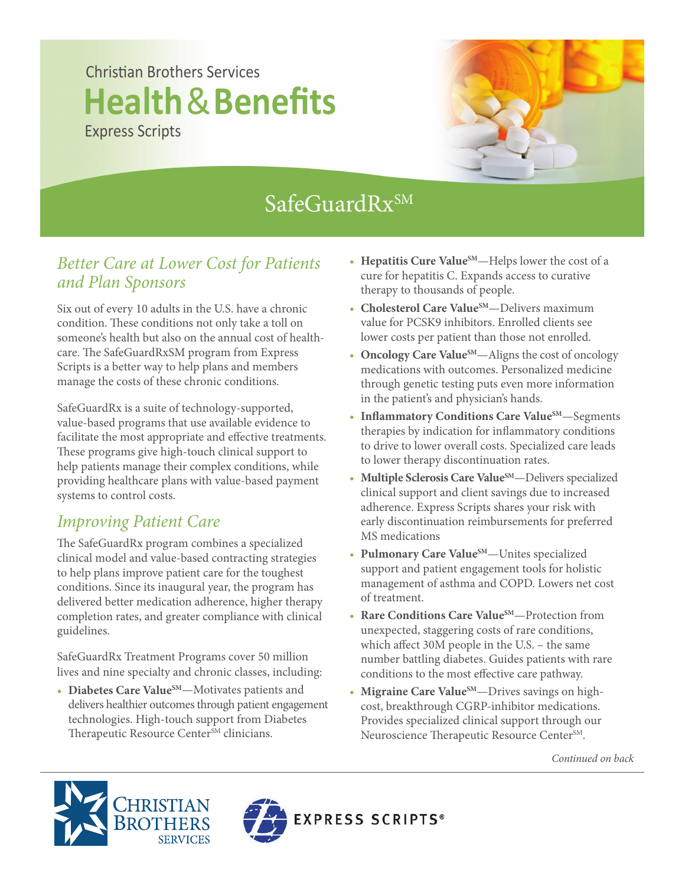Christian Brothers Services

# Health & Benefits

Express Scripts

## SafeGuardRx℠

### *Better Care at Lower Cost for Patients and Plan Sponsors*

Six out of every 10 adults in the U.S. have a chronic condition. These conditions not only take a toll on someone's health but also on the annual cost of healthcare. The SafeGuardRxSM program from Express Scripts is a better way to help plans and members manage the costs of these chronic conditions.

SafeGuardRx is a suite of technology-supported, value-based programs that use available evidence to facilitate the most appropriate and effective treatments. These programs give high-touch clinical support to help patients manage their complex conditions, while providing healthcare plans with value-based payment systems to control costs.

### *Improving Patient Care*

The SafeGuardRx program combines a specialized clinical model and value-based contracting strategies to help plans improve patient care for the toughest conditions. Since its inaugural year, the program has delivered better medication adherence, higher therapy completion rates, and greater compliance with clinical guidelines.

SafeGuardRx Treatment Programs cover 50 million lives and nine specialty and chronic classes, including:

- **Diabetes Care Value℠**—Motivates patients and delivers healthier outcomes through patient engagement technologies. High-touch support from Diabetes Therapeutic Resource Center℠ clinicians.
- **Hepatitis Cure Value℠**—Helps lower the cost of a cure for hepatitis C. Expands access to curative therapy to thousands of people.
- **Cholesterol Care Value℠**—Delivers maximum value for PCSK9 inhibitors. Enrolled clients see lower costs per patient than those not enrolled.
- **Oncology Care Value℠**—Aligns the cost of oncology medications with outcomes. Personalized medicine through genetic testing puts even more information in the patient's and physician's hands.
- **Inflammatory Conditions Care Value℠**—Segments therapies by indication for inflammatory conditions to drive to lower overall costs. Specialized care leads to lower therapy discontinuation rates.
- **Multiple Sclerosis Care Value℠**—Delivers specialized clinical support and client savings due to increased adherence. Express Scripts shares your risk with early discontinuation reimbursements for preferred MS medications
- **Pulmonary Care Value℠**—Unites specialized support and patient engagement tools for holistic management of asthma and COPD. Lowers net cost of treatment.
- **Rare Conditions Care Value℠**—Protection from unexpected, staggering costs of rare conditions, which affect 30M people in the U.S. – the same number battling diabetes. Guides patients with rare conditions to the most effective care pathway.
- **Migraine Care Value℠**—Drives savings on high-cost, breakthrough CGRP-inhibitor medications. Provides specialized clinical support through our Neuroscience Therapeutic Resource Center℠.

*Continued on back*

Christian Brothers Services

Express Scripts®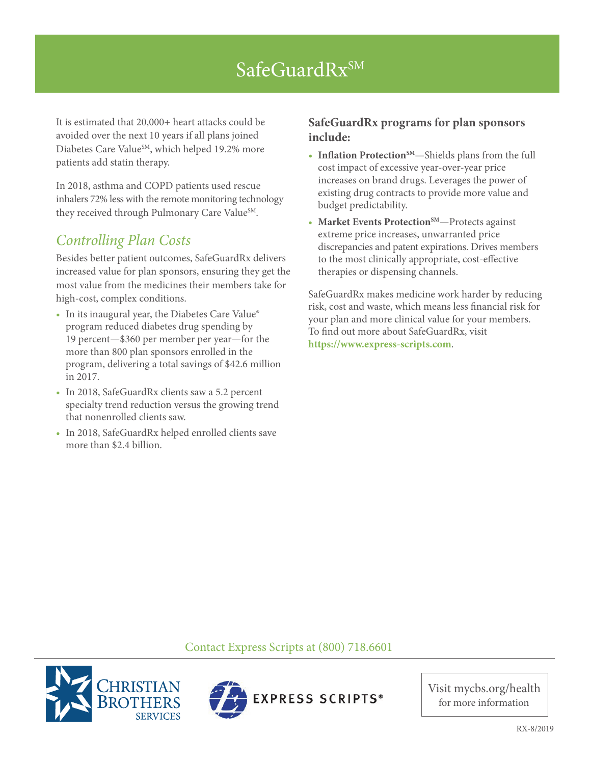# SafeGuardRx℠

It is estimated that 20,000+ heart attacks could be avoided over the next 10 years if all plans joined Diabetes Care Value℠, which helped 19.2% more patients add statin therapy.

In 2018, asthma and COPD patients used rescue inhalers 72% less with the remote monitoring technology they received through Pulmonary Care Value℠.

## *Controlling Plan Costs*

Besides better patient outcomes, SafeGuardRx delivers increased value for plan sponsors, ensuring they get the most value from the medicines their members take for high-cost, complex conditions.

- In its inaugural year, the Diabetes Care Value® program reduced diabetes drug spending by 19 percent—$360 per member per year—for the more than 800 plan sponsors enrolled in the program, delivering a total savings of $42.6 million in 2017.
- In 2018, SafeGuardRx clients saw a 5.2 percent specialty trend reduction versus the growing trend that nonenrolled clients saw.
- In 2018, SafeGuardRx helped enrolled clients save more than $2.4 billion.

### SafeGuardRx programs for plan sponsors include:

- **Inflation Protection℠**—Shields plans from the full cost impact of excessive year-over-year price increases on brand drugs. Leverages the power of existing drug contracts to provide more value and budget predictability.
- **Market Events Protection℠**—Protects against extreme price increases, unwarranted price discrepancies and patent expirations. Drives members to the most clinically appropriate, cost-effective therapies or dispensing channels.

SafeGuardRx makes medicine work harder by reducing risk, cost and waste, which means less financial risk for your plan and more clinical value for your members. To find out more about SafeGuardRx, visit **https://www.express-scripts.com**.

Contact Express Scripts at (800) 718.6601

CHRISTIAN BROTHERS SERVICES

EXPRESS SCRIPTS®

Visit mycbs.org/health for more information

RX-8/2019